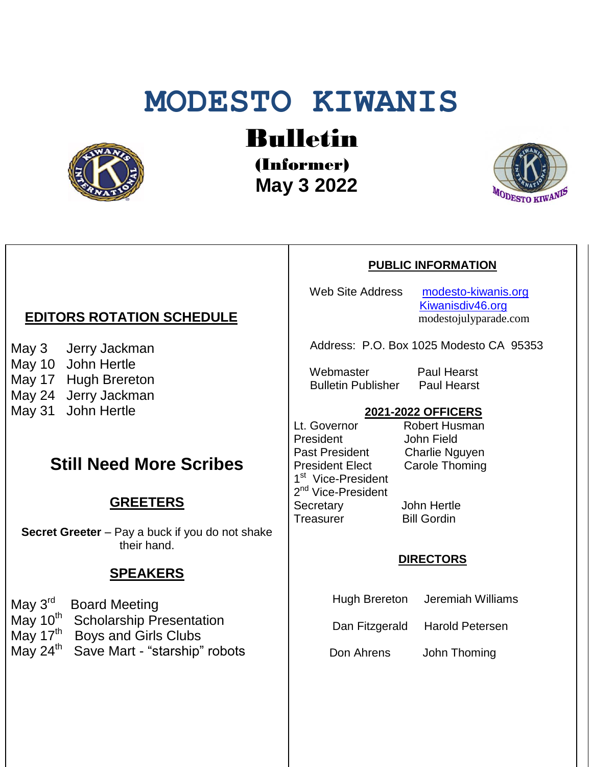# MODESTO KIWANIS

## Bulletin

### (Informer)

### May 3 2022

## EDITORS ROTATION SCHEDULE

May 3 Jerry Jackman
May 10 John Hertle
May 17 Hugh Brereton
May 24 Jerry Jackman
May 31 John Hertle

## Still Need More Scribes

## GREETERS

**Secret Greeter** – Pay a buck if you do not shake their hand.

## SPEAKERS

May 3rd Board Meeting
May 10th Scholarship Presentation
May 17th Boys and Girls Clubs
May 24th Save Mart - "starship" robots

## PUBLIC INFORMATION

Web Site Address modesto-kiwanis.org
Kiwanisdiv46.org
modestojulyparade.com

Address: P.O. Box 1025 Modesto CA 95353

Webmaster Paul Hearst
Bulletin Publisher Paul Hearst

## 2021-2022 OFFICERS

| | |
|---|---|
| Lt. Governor | Robert Husman |
| President | John Field |
| Past President | Charlie Nguyen |
| President Elect | Carole Thoming |
| 1st Vice-President | |
| 2nd Vice-President | |
| Secretary | John Hertle |
| Treasurer | Bill Gordin |

## DIRECTORS

| | |
|---|---|
| Hugh Brereton | Jeremiah Williams |
| Dan Fitzgerald | Harold Petersen |
| Don Ahrens | John Thoming |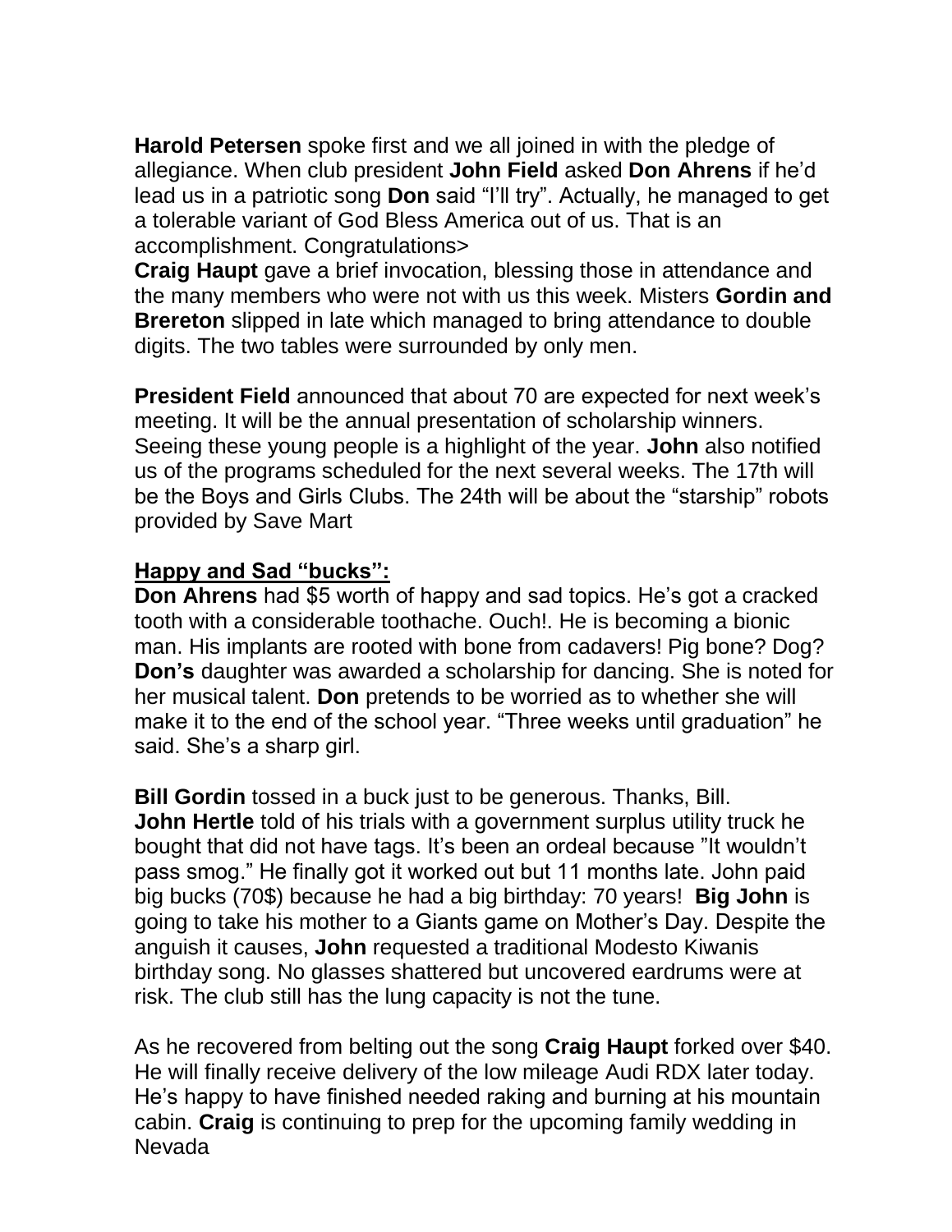**Harold Petersen** spoke first and we all joined in with the pledge of allegiance. When club president **John Field** asked **Don Ahrens** if he'd lead us in a patriotic song **Don** said "I'll try". Actually, he managed to get a tolerable variant of God Bless America out of us. That is an accomplishment. Congratulations>

**Craig Haupt** gave a brief invocation, blessing those in attendance and the many members who were not with us this week. Misters **Gordin and Brereton** slipped in late which managed to bring attendance to double digits. The two tables were surrounded by only men.

**President Field** announced that about 70 are expected for next week's meeting. It will be the annual presentation of scholarship winners. Seeing these young people is a highlight of the year. **John** also notified us of the programs scheduled for the next several weeks. The 17th will be the Boys and Girls Clubs. The 24th will be about the "starship" robots provided by Save Mart

**<u>Happy and Sad "bucks":</u>**

**Don Ahrens** had $5 worth of happy and sad topics. He's got a cracked tooth with a considerable toothache. Ouch!. He is becoming a bionic man. His implants are rooted with bone from cadavers! Pig bone? Dog? **Don's** daughter was awarded a scholarship for dancing. She is noted for her musical talent. **Don** pretends to be worried as to whether she will make it to the end of the school year. "Three weeks until graduation" he said. She's a sharp girl.

**Bill Gordin** tossed in a buck just to be generous. Thanks, Bill.
**John Hertle** told of his trials with a government surplus utility truck he bought that did not have tags. It's been an ordeal because "It wouldn't pass smog." He finally got it worked out but 11 months late. John paid big bucks (70$) because he had a big birthday: 70 years! **Big John** is going to take his mother to a Giants game on Mother's Day. Despite the anguish it causes, **John** requested a traditional Modesto Kiwanis birthday song. No glasses shattered but uncovered eardrums were at risk. The club still has the lung capacity is not the tune.

As he recovered from belting out the song **Craig Haupt** forked over $40. He will finally receive delivery of the low mileage Audi RDX later today. He's happy to have finished needed raking and burning at his mountain cabin. **Craig** is continuing to prep for the upcoming family wedding in Nevada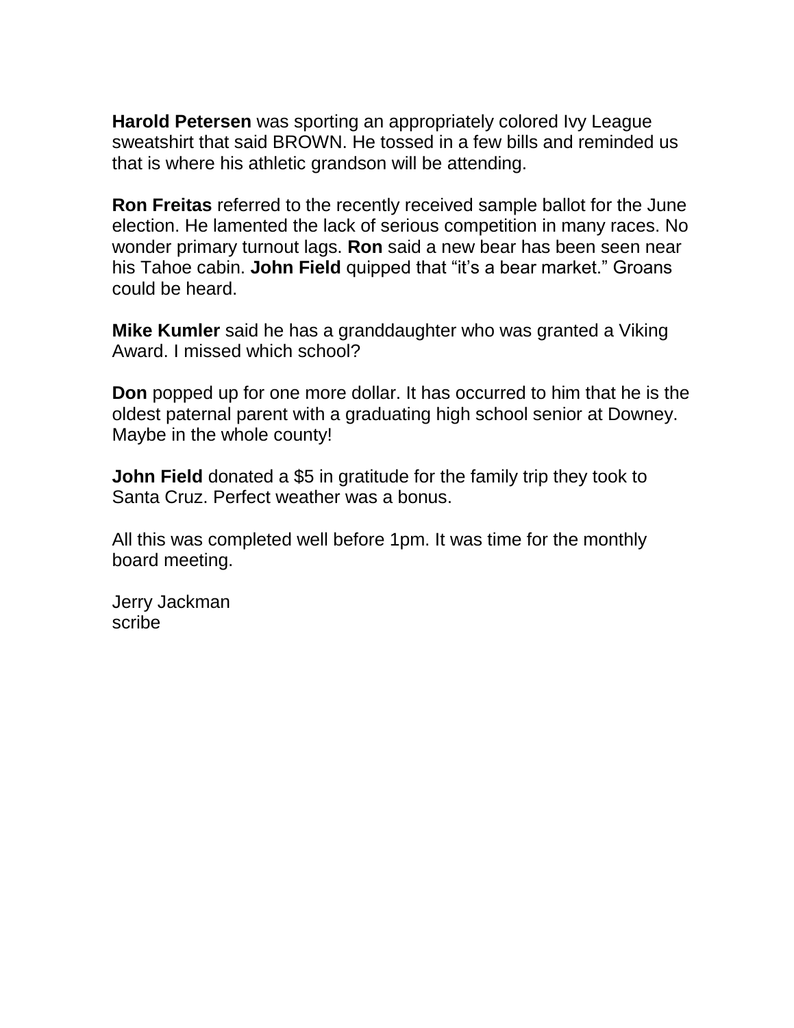**Harold Petersen** was sporting an appropriately colored Ivy League sweatshirt that said BROWN. He tossed in a few bills and reminded us that is where his athletic grandson will be attending.

**Ron Freitas** referred to the recently received sample ballot for the June election. He lamented the lack of serious competition in many races. No wonder primary turnout lags. **Ron** said a new bear has been seen near his Tahoe cabin. **John Field** quipped that “it’s a bear market.” Groans could be heard.

**Mike Kumler** said he has a granddaughter who was granted a Viking Award. I missed which school?

**Don** popped up for one more dollar. It has occurred to him that he is the oldest paternal parent with a graduating high school senior at Downey. Maybe in the whole county!

**John Field** donated a $5 in gratitude for the family trip they took to Santa Cruz. Perfect weather was a bonus.

All this was completed well before 1pm. It was time for the monthly board meeting.

Jerry Jackman
scribe